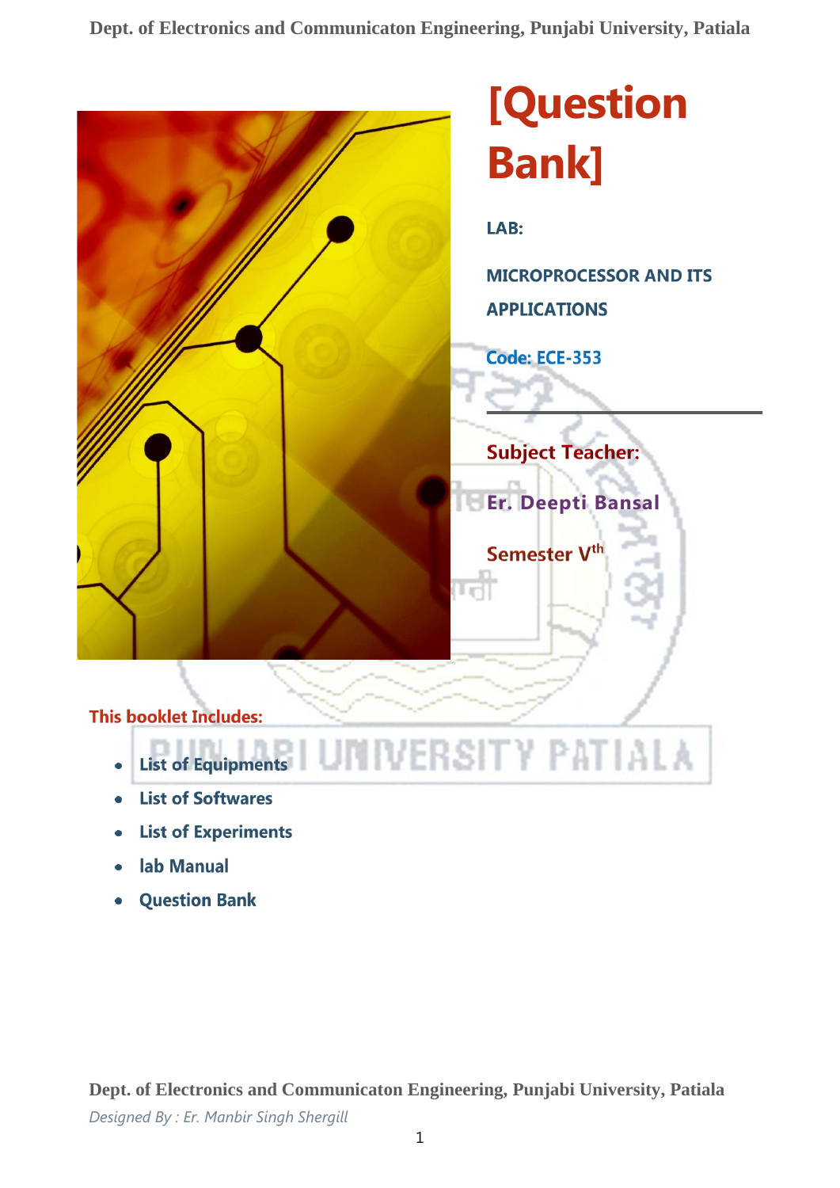# [Question Bank]

**LAB:**

**MICROPROCESSOR AND ITS APPLICATIONS**

**Code: ECE-353**

---

**Subject Teacher:**

**Er. Deepti Bansal**

**Semester V^th**

**This booklet Includes:**

- List of Equipments
- List of Softwares
- List of Experiments
- lab Manual
- Question Bank

*Designed By : Er. Manbir Singh Shergill*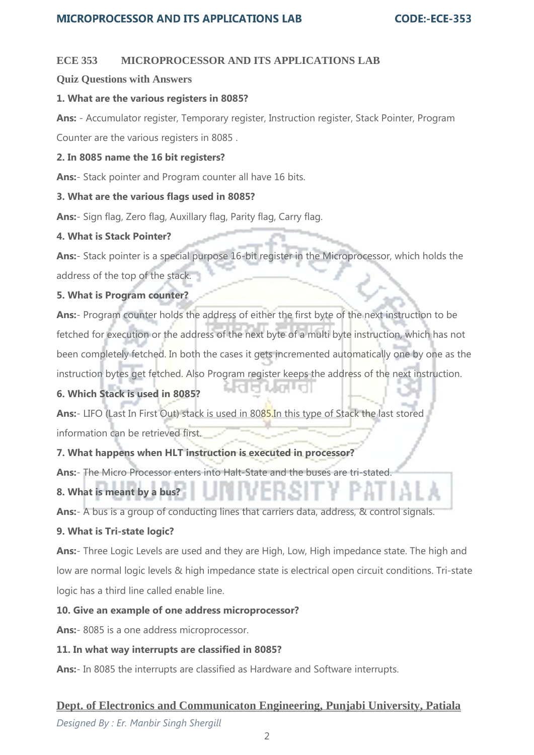**ECE 353 MICROPROCESSOR AND ITS APPLICATIONS LAB**

**Quiz Questions with Answers**

**1. What are the various registers in 8085?**

**Ans:** - Accumulator register, Temporary register, Instruction register, Stack Pointer, Program Counter are the various registers in 8085 .

**2. In 8085 name the 16 bit registers?**

**Ans:**- Stack pointer and Program counter all have 16 bits.

**3. What are the various flags used in 8085?**

**Ans:**- Sign flag, Zero flag, Auxillary flag, Parity flag, Carry flag.

**4. What is Stack Pointer?**

**Ans:**- Stack pointer is a special purpose 16-bit register in the Microprocessor, which holds the address of the top of the stack.

**5. What is Program counter?**

**Ans:**- Program counter holds the address of either the first byte of the next instruction to be fetched for execution or the address of the next byte of a multi byte instruction, which has not been completely fetched. In both the cases it gets incremented automatically one by one as the instruction bytes get fetched. Also Program register keeps the address of the next instruction.

**6. Which Stack is used in 8085?**

**Ans:**- LIFO (Last In First Out) stack is used in 8085.In this type of Stack the last stored information can be retrieved first.

**7. What happens when HLT instruction is executed in processor?**

**Ans:**- The Micro Processor enters into Halt-State and the buses are tri-stated.

**8. What is meant by a bus?**

**Ans:**- A bus is a group of conducting lines that carriers data, address, & control signals.

**9. What is Tri-state logic?**

**Ans:**- Three Logic Levels are used and they are High, Low, High impedance state. The high and low are normal logic levels & high impedance state is electrical open circuit conditions. Tri-state logic has a third line called enable line.

**10. Give an example of one address microprocessor?**

**Ans:**- 8085 is a one address microprocessor.

**11. In what way interrupts are classified in 8085?**

**Ans:**- In 8085 the interrupts are classified as Hardware and Software interrupts.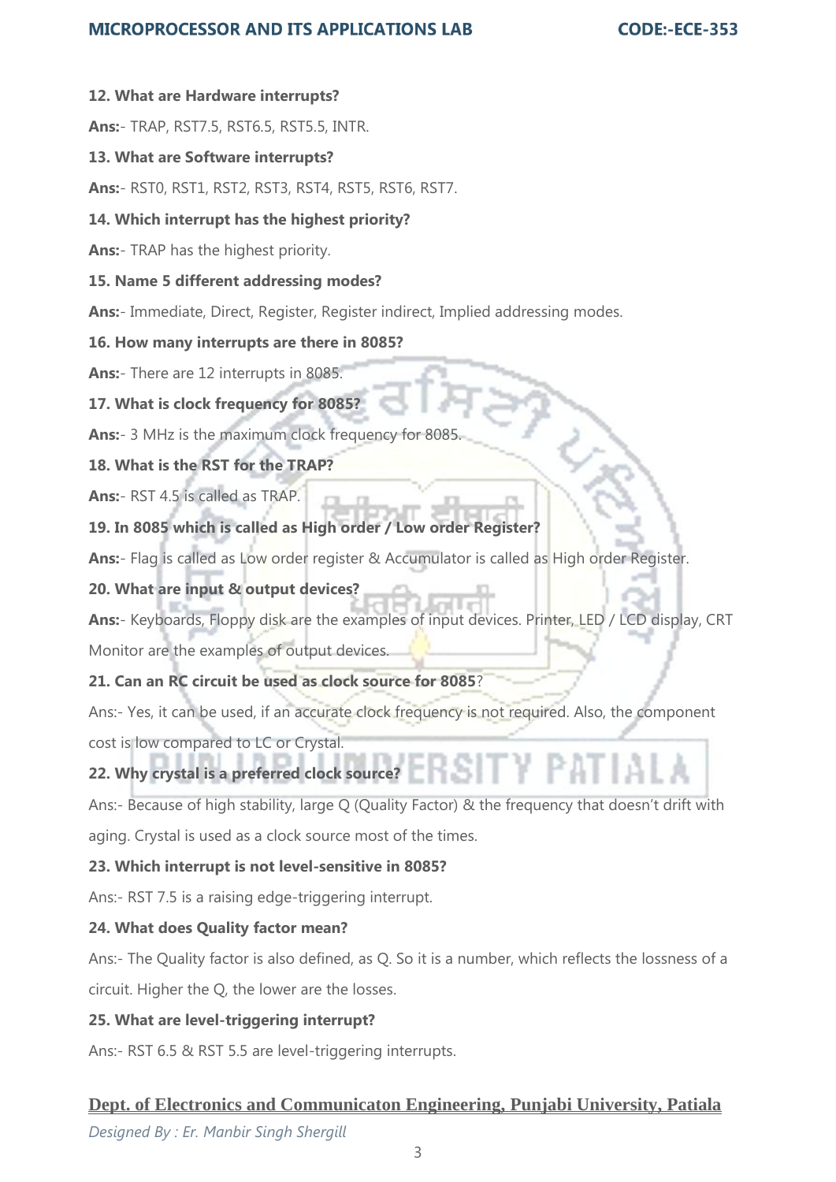**12. What are Hardware interrupts?**

**Ans:**- TRAP, RST7.5, RST6.5, RST5.5, INTR.

**13. What are Software interrupts?**

**Ans:**- RST0, RST1, RST2, RST3, RST4, RST5, RST6, RST7.

**14. Which interrupt has the highest priority?**

**Ans:**- TRAP has the highest priority.

**15. Name 5 different addressing modes?**

**Ans:**- Immediate, Direct, Register, Register indirect, Implied addressing modes.

**16. How many interrupts are there in 8085?**

**Ans:**- There are 12 interrupts in 8085.

**17. What is clock frequency for 8085?**

**Ans:**- 3 MHz is the maximum clock frequency for 8085.

**18. What is the RST for the TRAP?**

**Ans:**- RST 4.5 is called as TRAP.

**19. In 8085 which is called as High order / Low order Register?**

**Ans:**- Flag is called as Low order register & Accumulator is called as High order Register.

**20. What are input & output devices?**

**Ans:**- Keyboards, Floppy disk are the examples of input devices. Printer, LED / LCD display, CRT Monitor are the examples of output devices.

**21. Can an RC circuit be used as clock source for 8085**?

Ans:- Yes, it can be used, if an accurate clock frequency is not required. Also, the component cost is low compared to LC or Crystal.

**22. Why crystal is a preferred clock source?**

Ans:- Because of high stability, large Q (Quality Factor) & the frequency that doesn't drift with aging. Crystal is used as a clock source most of the times.

**23. Which interrupt is not level-sensitive in 8085?**

Ans:- RST 7.5 is a raising edge-triggering interrupt.

**24. What does Quality factor mean?**

Ans:- The Quality factor is also defined, as Q. So it is a number, which reflects the lossness of a circuit. Higher the Q, the lower are the losses.

**25. What are level-triggering interrupt?**

Ans:- RST 6.5 & RST 5.5 are level-triggering interrupts.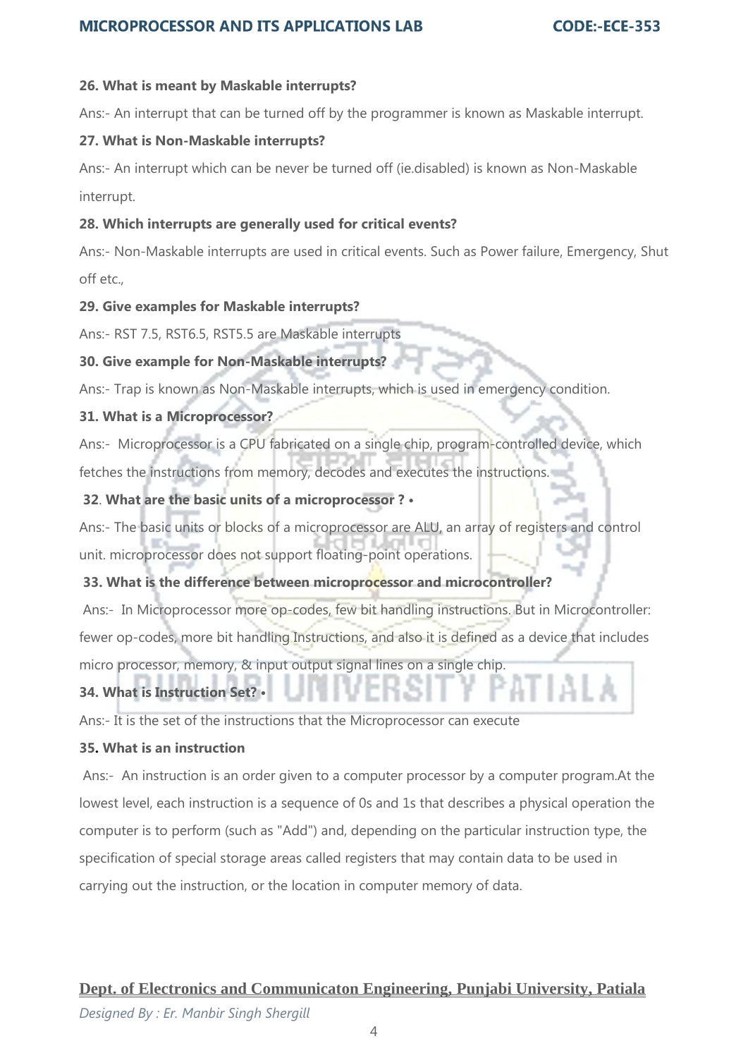**26. What is meant by Maskable interrupts?**

Ans:- An interrupt that can be turned off by the programmer is known as Maskable interrupt.

**27. What is Non-Maskable interrupts?**

Ans:- An interrupt which can be never be turned off (ie.disabled) is known as Non-Maskable interrupt.

**28. Which interrupts are generally used for critical events?**

Ans:- Non-Maskable interrupts are used in critical events. Such as Power failure, Emergency, Shut off etc.,

**29. Give examples for Maskable interrupts?**

Ans:- RST 7.5, RST6.5, RST5.5 are Maskable interrupts

**30. Give example for Non-Maskable interrupts?**

Ans:- Trap is known as Non-Maskable interrupts, which is used in emergency condition.

**31. What is a Microprocessor?**

Ans:- Microprocessor is a CPU fabricated on a single chip, program-controlled device, which fetches the instructions from memory, decodes and executes the instructions.

**32. What are the basic units of a microprocessor ? •**

Ans:- The basic units or blocks of a microprocessor are ALU, an array of registers and control unit. microprocessor does not support floating-point operations.

**33. What is the difference between microprocessor and microcontroller?**

Ans:- In Microprocessor more op-codes, few bit handling instructions. But in Microcontroller: fewer op-codes, more bit handling Instructions, and also it is defined as a device that includes micro processor, memory, & input output signal lines on a single chip.

**34. What is Instruction Set? •**

Ans:- It is the set of the instructions that the Microprocessor can execute

**35. What is an instruction**

Ans:- An instruction is an order given to a computer processor by a computer program.At the lowest level, each instruction is a sequence of 0s and 1s that describes a physical operation the computer is to perform (such as "Add") and, depending on the particular instruction type, the specification of special storage areas called registers that may contain data to be used in carrying out the instruction, or the location in computer memory of data.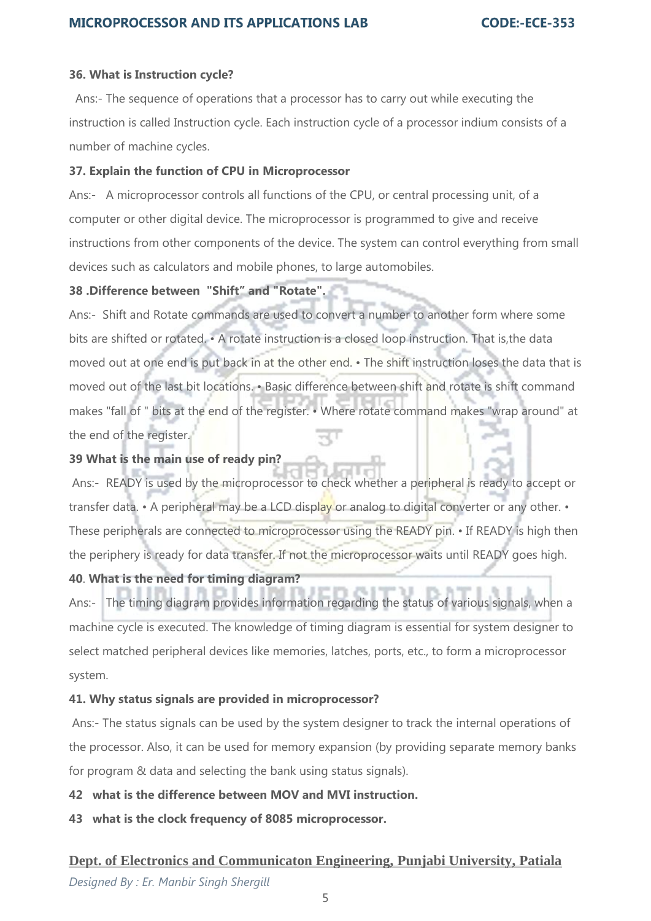**36. What is Instruction cycle?**

Ans:- The sequence of operations that a processor has to carry out while executing the instruction is called Instruction cycle. Each instruction cycle of a processor indium consists of a number of machine cycles.

**37. Explain the function of CPU in Microprocessor**

Ans:- A microprocessor controls all functions of the CPU, or central processing unit, of a computer or other digital device. The microprocessor is programmed to give and receive instructions from other components of the device. The system can control everything from small devices such as calculators and mobile phones, to large automobiles.

**38 .Difference between "Shift" and "Rotate".**

Ans:- Shift and Rotate commands are used to convert a number to another form where some bits are shifted or rotated. • A rotate instruction is a closed loop instruction. That is,the data moved out at one end is put back in at the other end. • The shift instruction loses the data that is moved out of the last bit locations. • Basic difference between shift and rotate is shift command makes "fall of " bits at the end of the register. • Where rotate command makes "wrap around" at the end of the register.

**39 What is the main use of ready pin?**

Ans:- READY is used by the microprocessor to check whether a peripheral is ready to accept or transfer data. • A peripheral may be a LCD display or analog to digital converter or any other. • These peripherals are connected to microprocessor using the READY pin. • If READY is high then the periphery is ready for data transfer. If not the microprocessor waits until READY goes high.

**40. What is the need for timing diagram?**

Ans:- The timing diagram provides information regarding the status of various signals, when a machine cycle is executed. The knowledge of timing diagram is essential for system designer to select matched peripheral devices like memories, latches, ports, etc., to form a microprocessor system.

**41. Why status signals are provided in microprocessor?**

Ans:- The status signals can be used by the system designer to track the internal operations of the processor. Also, it can be used for memory expansion (by providing separate memory banks for program & data and selecting the bank using status signals).

**42 what is the difference between MOV and MVI instruction.**

**43 what is the clock frequency of 8085 microprocessor.**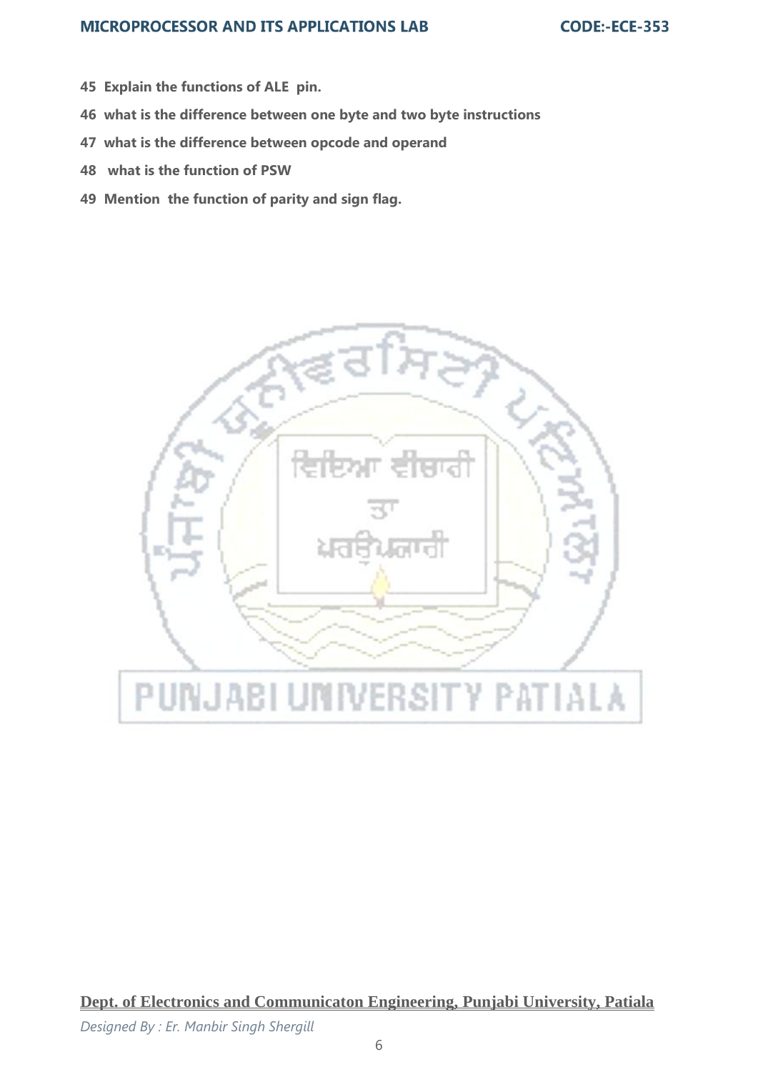45 **Explain the functions of ALE pin.**

46 **what is the difference between one byte and two byte instructions**

47 **what is the difference between opcode and operand**

48 **what is the function of PSW**

49 **Mention the function of parity and sign flag.**